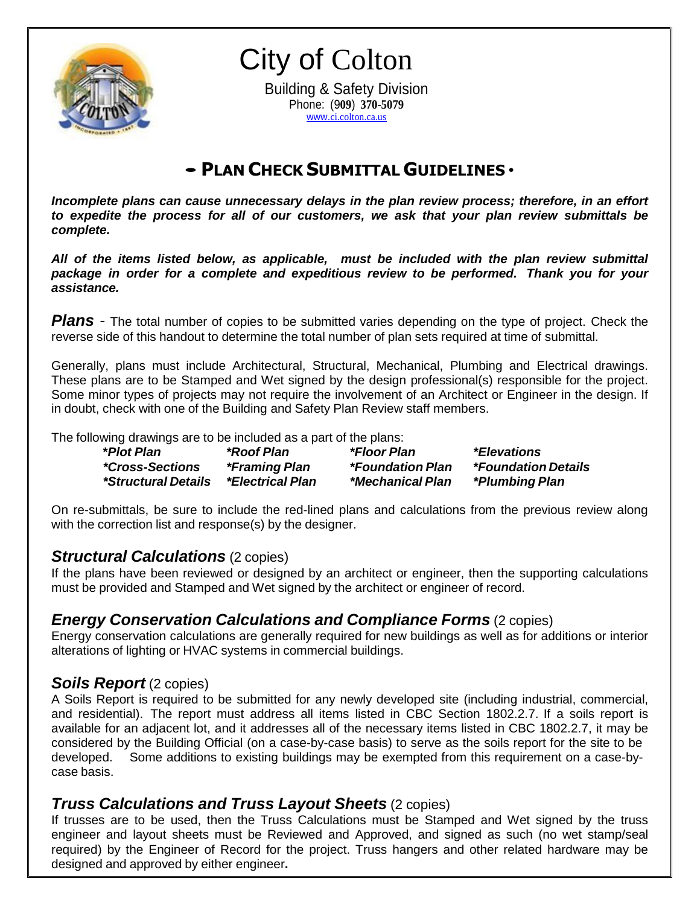# City of Colton

Building & Safety Division
Phone: (909) 370-5079
www.ci.colton.ca.us

## • PLAN CHECK SUBMITTAL GUIDELINES •

***Incomplete plans can cause unnecessary delays in the plan review process; therefore, in an effort to expedite the process for all of our customers, we ask that your plan review submittals be complete.***

***All of the items listed below, as applicable, must be included with the plan review submittal package in order for a complete and expeditious review to be performed. Thank you for your assistance.***

***Plans*** - The total number of copies to be submitted varies depending on the type of project. Check the reverse side of this handout to determine the total number of plan sets required at time of submittal.

Generally, plans must include Architectural, Structural, Mechanical, Plumbing and Electrical drawings. These plans are to be Stamped and Wet signed by the design professional(s) responsible for the project. Some minor types of projects may not require the involvement of an Architect or Engineer in the design. If in doubt, check with one of the Building and Safety Plan Review staff members.

The following drawings are to be included as a part of the plans:

| | | | |
|---|---|---|---|
| ***Plot Plan*** | ***Roof Plan*** | ***Floor Plan*** | ***Elevations*** |
| ***Cross-Sections*** | ***Framing Plan*** | ***Foundation Plan*** | ***Foundation Details*** |
| ***Structural Details*** | ***Electrical Plan*** | ***Mechanical Plan*** | ***Plumbing Plan*** |

On re-submittals, be sure to include the red-lined plans and calculations from the previous review along with the correction list and response(s) by the designer.

### *Structural Calculations* (2 copies)

If the plans have been reviewed or designed by an architect or engineer, then the supporting calculations must be provided and Stamped and Wet signed by the architect or engineer of record.

### *Energy Conservation Calculations and Compliance Forms* (2 copies)

Energy conservation calculations are generally required for new buildings as well as for additions or interior alterations of lighting or HVAC systems in commercial buildings.

### *Soils Report* (2 copies)

A Soils Report is required to be submitted for any newly developed site (including industrial, commercial, and residential). The report must address all items listed in CBC Section 1802.2.7. If a soils report is available for an adjacent lot, and it addresses all of the necessary items listed in CBC 1802.2.7, it may be considered by the Building Official (on a case-by-case basis) to serve as the soils report for the site to be developed. Some additions to existing buildings may be exempted from this requirement on a case-by-case basis.

### *Truss Calculations and Truss Layout Sheets* (2 copies)

If trusses are to be used, then the Truss Calculations must be Stamped and Wet signed by the truss engineer and layout sheets must be Reviewed and Approved, and signed as such (no wet stamp/seal required) by the Engineer of Record for the project. Truss hangers and other related hardware may be designed and approved by either engineer.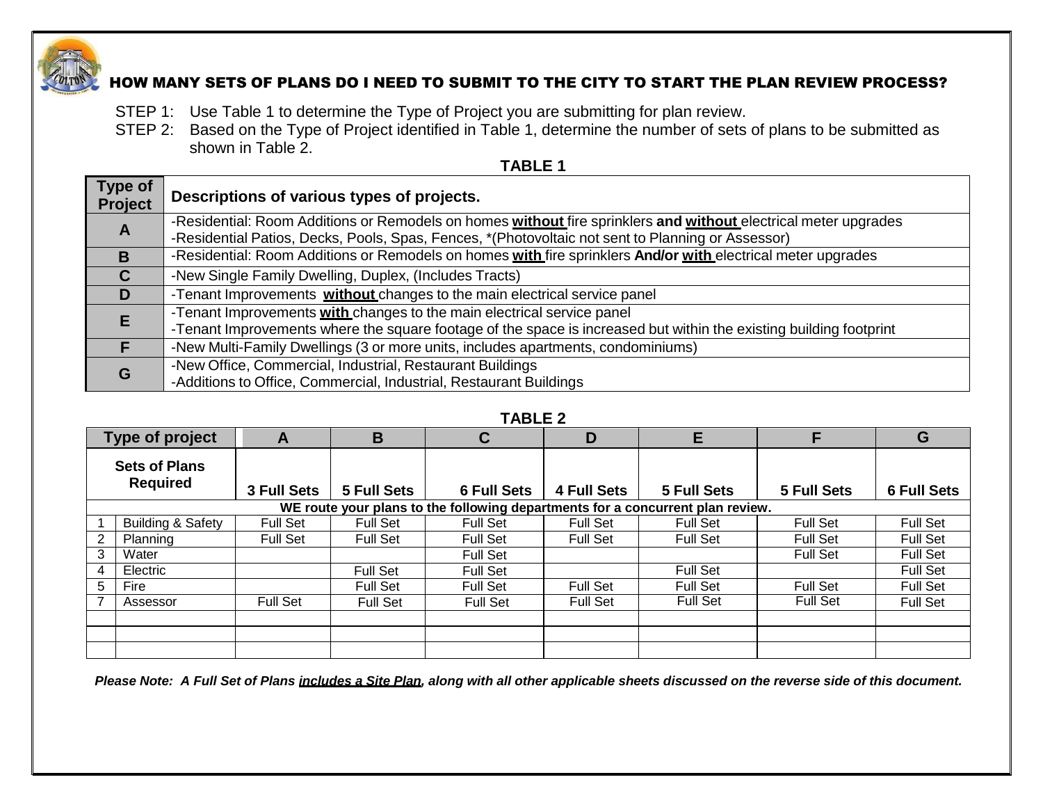## HOW MANY SETS OF PLANS DO I NEED TO SUBMIT TO THE CITY TO START THE PLAN REVIEW PROCESS?

STEP 1: Use Table 1 to determine the Type of Project you are submitting for plan review.

STEP 2: Based on the Type of Project identified in Table 1, determine the number of sets of plans to be submitted as shown in Table 2.

**TABLE 1**

| Type of Project | Descriptions of various types of projects. |
|---|---|
| **A** | -Residential: Room Additions or Remodels on homes **without** fire sprinklers **and without** electrical meter upgrades<br>-Residential Patios, Decks, Pools, Spas, Fences, *(Photovoltaic not sent to Planning or Assessor) |
| **B** | -Residential: Room Additions or Remodels on homes **with** fire sprinklers **And/or with** electrical meter upgrades |
| **C** | -New Single Family Dwelling, Duplex, (Includes Tracts) |
| **D** | -Tenant Improvements **without** changes to the main electrical service panel |
| **E** | -Tenant Improvements **with** changes to the main electrical service panel<br>-Tenant Improvements where the square footage of the space is increased but within the existing building footprint |
| **F** | -New Multi-Family Dwellings (3 or more units, includes apartments, condominiums) |
| **G** | -New Office, Commercial, Industrial, Restaurant Buildings<br>-Additions to Office, Commercial, Industrial, Restaurant Buildings |

**TABLE 2**

| Type of project | | A | B | C | D | E | F | G |
|---|---|---|---|---|---|---|---|---|
| **Sets of Plans Required** | | **3 Full Sets** | **5 Full Sets** | **6 Full Sets** | **4 Full Sets** | **5 Full Sets** | **5 Full Sets** | **6 Full Sets** |
| **WE route your plans to the following departments for a concurrent plan review.** | | | | | | | | |
| 1 | Building & Safety | Full Set | Full Set | Full Set | Full Set | Full Set | Full Set | Full Set |
| 2 | Planning | Full Set | Full Set | Full Set | Full Set | Full Set | Full Set | Full Set |
| 3 | Water | | | Full Set | | | Full Set | Full Set |
| 4 | Electric | | Full Set | Full Set | | Full Set | | Full Set |
| 5 | Fire | | Full Set | Full Set | Full Set | Full Set | Full Set | Full Set |
| 7 | Assessor | Full Set | Full Set | Full Set | Full Set | Full Set | Full Set | Full Set |
| | | | | | | | | |
| | | | | | | | | |
| | | | | | | | | |

***Please Note: A Full Set of Plans includes a Site Plan, along with all other applicable sheets discussed on the reverse side of this document.***